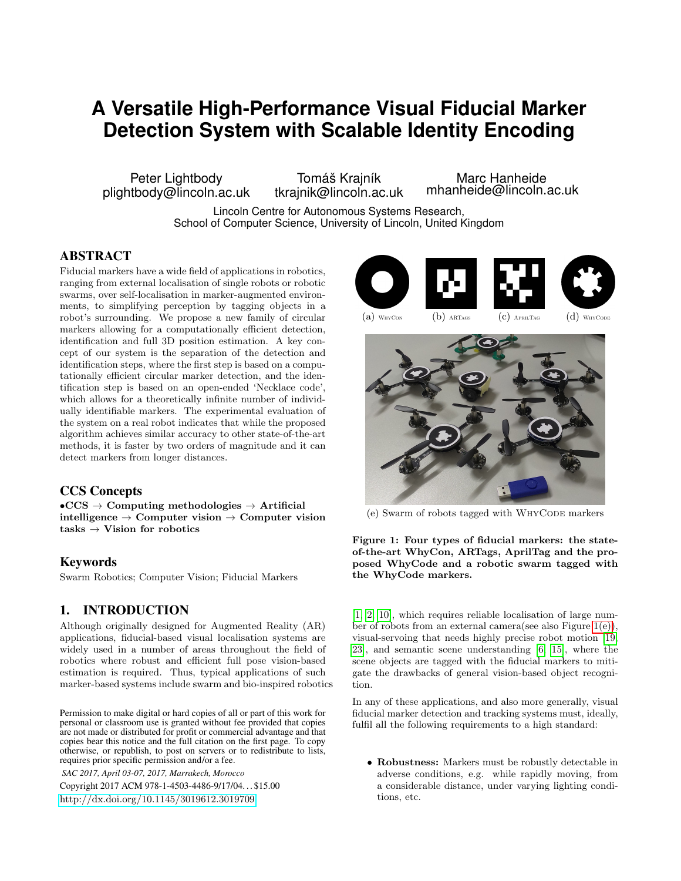# A Versatile High-Performance Visual Fiducial Marker Detection System with Scalable Identity Encoding

Peter Lightbody
plightbody@lincoln.ac.uk

Tomáš Krajník
tkrajnik@lincoln.ac.uk

Marc Hanheide
mhanheide@lincoln.ac.uk

Lincoln Centre for Autonomous Systems Research,
School of Computer Science, University of Lincoln, United Kingdom

## ABSTRACT

Fiducial markers have a wide field of applications in robotics, ranging from external localisation of single robots or robotic swarms, over self-localisation in marker-augmented environments, to simplifying perception by tagging objects in a robot's surrounding. We propose a new family of circular markers allowing for a computationally efficient detection, identification and full 3D position estimation. A key concept of our system is the separation of the detection and identification steps, where the first step is based on a computationally efficient circular marker detection, and the identification step is based on an open-ended 'Necklace code', which allows for a theoretically infinite number of individually identifiable markers. The experimental evaluation of the system on a real robot indicates that while the proposed algorithm achieves similar accuracy to other state-of-the-art methods, it is faster by two orders of magnitude and it can detect markers from longer distances.

## CCS Concepts

•**CCS** → **Computing methodologies** → **Artificial intelligence** → **Computer vision** → **Computer vision tasks** → **Vision for robotics**

## Keywords

Swarm Robotics; Computer Vision; Fiducial Markers

## 1. INTRODUCTION

Although originally designed for Augmented Reality (AR) applications, fiducial-based visual localisation systems are widely used in a number of areas throughout the field of robotics where robust and efficient full pose vision-based estimation is required. Thus, typical applications of such marker-based systems include swarm and bio-inspired robotics [1, 2, 10], which requires reliable localisation of large number of robots from an external camera(see also Figure 1(e)), visual-servoing that needs highly precise robot motion [19, 23], and semantic scene understanding [6, 15], where the scene objects are tagged with the fiducial markers to mitigate the drawbacks of general vision-based object recognition.

(a) WhyCon (b) ARTags (c) AprilTag (d) WhyCode

(e) Swarm of robots tagged with WhyCode markers

**Figure 1: Four types of fiducial markers: the state-of-the-art WhyCon, ARTags, AprilTag and the proposed WhyCode and a robotic swarm tagged with the WhyCode markers.**

In any of these applications, and also more generally, visual fiducial marker detection and tracking systems must, ideally, fulfil all the following requirements to a high standard:

- **Robustness:** Markers must be robustly detectable in adverse conditions, e.g. while rapidly moving, from a considerable distance, under varying lighting conditions, etc.

Permission to make digital or hard copies of all or part of this work for personal or classroom use is granted without fee provided that copies are not made or distributed for profit or commercial advantage and that copies bear this notice and the full citation on the first page. To copy otherwise, or republish, to post on servers or to redistribute to lists, requires prior specific permission and/or a fee.

*SAC 2017, April 03-07, 2017, Marrakech, Morocco*
Copyright 2017 ACM 978-1-4503-4486-9/17/04...$15.00
http://dx.doi.org/10.1145/3019612.3019709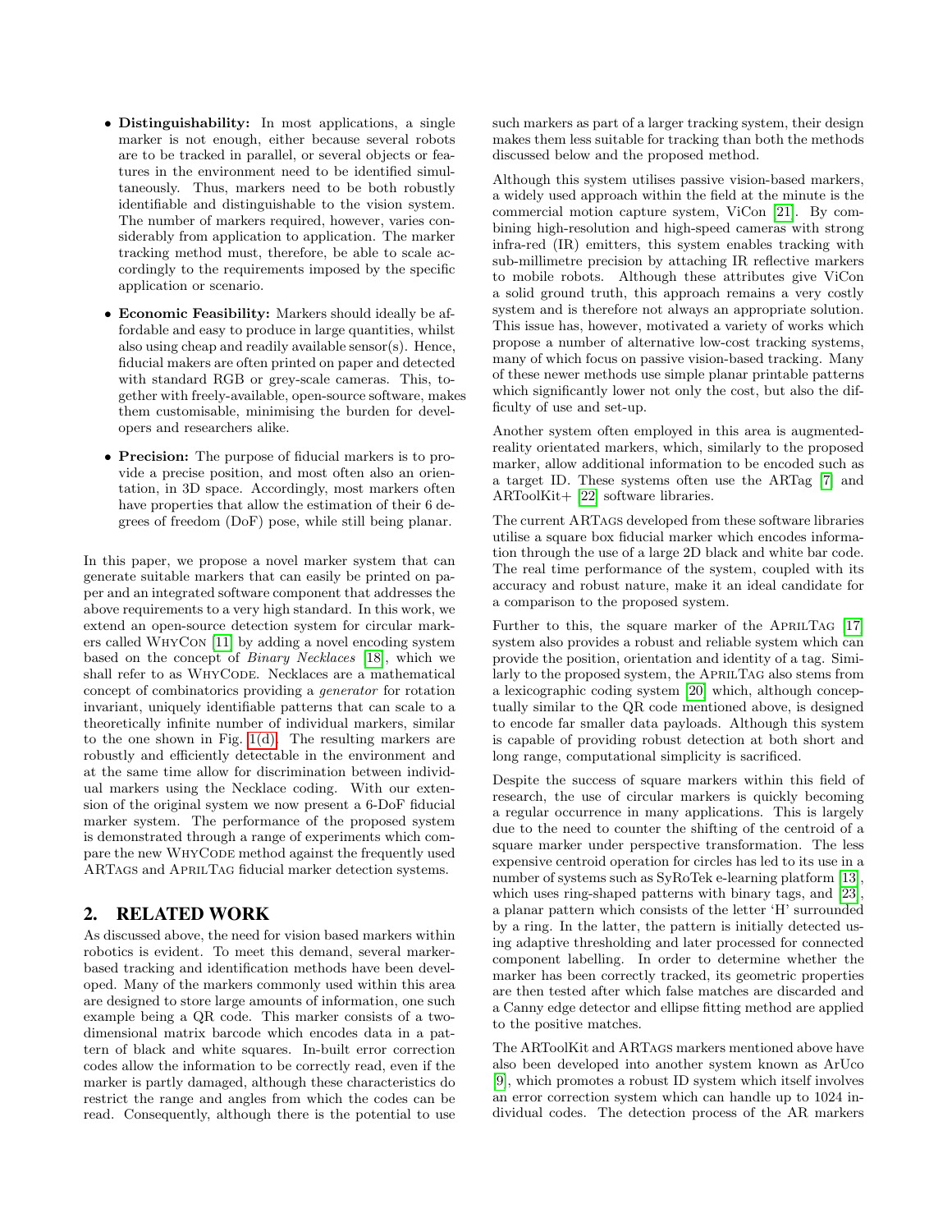- **Distinguishability:** In most applications, a single marker is not enough, either because several robots are to be tracked in parallel, or several objects or features in the environment need to be identified simultaneously. Thus, markers need to be both robustly identifiable and distinguishable to the vision system. The number of markers required, however, varies considerably from application to application. The marker tracking method must, therefore, be able to scale accordingly to the requirements imposed by the specific application or scenario.

- **Economic Feasibility:** Markers should ideally be affordable and easy to produce in large quantities, whilst also using cheap and readily available sensor(s). Hence, fiducial makers are often printed on paper and detected with standard RGB or grey-scale cameras. This, together with freely-available, open-source software, makes them customisable, minimising the burden for developers and researchers alike.

- **Precision:** The purpose of fiducial markers is to provide a precise position, and most often also an orientation, in 3D space. Accordingly, most markers often have properties that allow the estimation of their 6 degrees of freedom (DoF) pose, while still being planar.

In this paper, we propose a novel marker system that can generate suitable markers that can easily be printed on paper and an integrated software component that addresses the above requirements to a very high standard. In this work, we extend an open-source detection system for circular markers called WhyCon [11] by adding a novel encoding system based on the concept of *Binary Necklaces* [18], which we shall refer to as WhyCode. Necklaces are a mathematical concept of combinatorics providing a *generator* for rotation invariant, uniquely identifiable patterns that can scale to a theoretically infinite number of individual markers, similar to the one shown in Fig. 1(d). The resulting markers are robustly and efficiently detectable in the environment and at the same time allow for discrimination between individual markers using the Necklace coding. With our extension of the original system we now present a 6-DoF fiducial marker system. The performance of the proposed system is demonstrated through a range of experiments which compare the new WhyCode method against the frequently used ARTags and AprilTag fiducial marker detection systems.

## 2. RELATED WORK

As discussed above, the need for vision based markers within robotics is evident. To meet this demand, several marker-based tracking and identification methods have been developed. Many of the markers commonly used within this area are designed to store large amounts of information, one such example being a QR code. This marker consists of a two-dimensional matrix barcode which encodes data in a pattern of black and white squares. In-built error correction codes allow the information to be correctly read, even if the marker is partly damaged, although these characteristics do restrict the range and angles from which the codes can be read. Consequently, although there is the potential to use such markers as part of a larger tracking system, their design makes them less suitable for tracking than both the methods discussed below and the proposed method.

Although this system utilises passive vision-based markers, a widely used approach within the field at the minute is the commercial motion capture system, ViCon [21]. By combining high-resolution and high-speed cameras with strong infra-red (IR) emitters, this system enables tracking with sub-millimetre precision by attaching IR reflective markers to mobile robots. Although these attributes give ViCon a solid ground truth, this approach remains a very costly system and is therefore not always an appropriate solution. This issue has, however, motivated a variety of works which propose a number of alternative low-cost tracking systems, many of which focus on passive vision-based tracking. Many of these newer methods use simple planar printable patterns which significantly lower not only the cost, but also the difficulty of use and set-up.

Another system often employed in this area is augmented-reality orientated markers, which, similarly to the proposed marker, allow additional information to be encoded such as a target ID. These systems often use the ARTag [7] and ARToolKit+ [22] software libraries.

The current ARTags developed from these software libraries utilise a square box fiducial marker which encodes information through the use of a large 2D black and white bar code. The real time performance of the system, coupled with its accuracy and robust nature, make it an ideal candidate for a comparison to the proposed system.

Further to this, the square marker of the AprilTag [17] system also provides a robust and reliable system which can provide the position, orientation and identity of a tag. Similarly to the proposed system, the AprilTag also stems from a lexicographic coding system [20] which, although conceptually similar to the QR code mentioned above, is designed to encode far smaller data payloads. Although this system is capable of providing robust detection at both short and long range, computational simplicity is sacrificed.

Despite the success of square markers within this field of research, the use of circular markers is quickly becoming a regular occurrence in many applications. This is largely due to the need to counter the shifting of the centroid of a square marker under perspective transformation. The less expensive centroid operation for circles has led to its use in a number of systems such as SyRoTek e-learning platform [13], which uses ring-shaped patterns with binary tags, and [23], a planar pattern which consists of the letter 'H' surrounded by a ring. In the latter, the pattern is initially detected using adaptive thresholding and later processed for connected component labelling. In order to determine whether the marker has been correctly tracked, its geometric properties are then tested after which false matches are discarded and a Canny edge detector and ellipse fitting method are applied to the positive matches.

The ARToolKit and ARTags markers mentioned above have also been developed into another system known as ArUco [9], which promotes a robust ID system which itself involves an error correction system which can handle up to 1024 individual codes. The detection process of the AR markers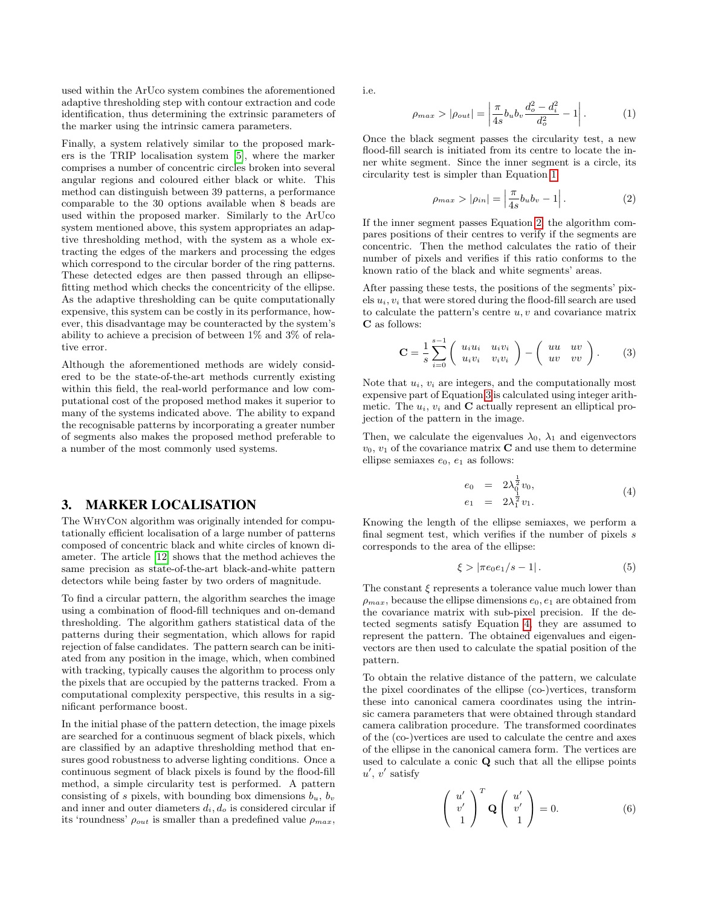used within the ArUco system combines the aforementioned adaptive thresholding step with contour extraction and code identification, thus determining the extrinsic parameters of the marker using the intrinsic camera parameters.

Finally, a system relatively similar to the proposed markers is the TRIP localisation system [5], where the marker comprises a number of concentric circles broken into several angular regions and coloured either black or white. This method can distinguish between 39 patterns, a performance comparable to the 30 options available when 8 beads are used within the proposed marker. Similarly to the ArUco system mentioned above, this system appropriates an adaptive thresholding method, with the system as a whole extracting the edges of the markers and processing the edges which correspond to the circular border of the ring patterns. These detected edges are then passed through an ellipse-fitting method which checks the concentricity of the ellipse. As the adaptive thresholding can be quite computationally expensive, this system can be costly in its performance, however, this disadvantage may be counteracted by the system's ability to achieve a precision of between 1% and 3% of relative error.

Although the aforementioned methods are widely considered to be the state-of-the-art methods currently existing within this field, the real-world performance and low computational cost of the proposed method makes it superior to many of the systems indicated above. The ability to expand the recognisable patterns by incorporating a greater number of segments also makes the proposed method preferable to a number of the most commonly used systems.

## 3. MARKER LOCALISATION

The WhyCon algorithm was originally intended for computationally efficient localisation of a large number of patterns composed of concentric black and white circles of known diameter. The article [12] shows that the method achieves the same precision as state-of-the-art black-and-white pattern detectors while being faster by two orders of magnitude.

To find a circular pattern, the algorithm searches the image using a combination of flood-fill techniques and on-demand thresholding. The algorithm gathers statistical data of the patterns during their segmentation, which allows for rapid rejection of false candidates. The pattern search can be initiated from any position in the image, which, when combined with tracking, typically causes the algorithm to process only the pixels that are occupied by the patterns tracked. From a computational complexity perspective, this results in a significant performance boost.

In the initial phase of the pattern detection, the image pixels are searched for a continuous segment of black pixels, which are classified by an adaptive thresholding method that ensures good robustness to adverse lighting conditions. Once a continuous segment of black pixels is found by the flood-fill method, a simple circularity test is performed. A pattern consisting of $s$ pixels, with bounding box dimensions $b_u$, $b_v$ and inner and outer diameters $d_i, d_o$ is considered circular if its 'roundness' $\rho_{out}$ is smaller than a predefined value $\rho_{max}$, i.e.

$$\rho_{max} > |\rho_{out}| = \left| \frac{\pi}{4s} b_u b_v \frac{d_o^2 - d_i^2}{d_o^2} - 1 \right|. \tag{1}$$

Once the black segment passes the circularity test, a new flood-fill search is initiated from its centre to locate the inner white segment. Since the inner segment is a circle, its circularity test is simpler than Equation 1

$$\rho_{max} > |\rho_{in}| = \left| \frac{\pi}{4s} b_u b_v - 1 \right|. \tag{2}$$

If the inner segment passes Equation 2, the algorithm compares positions of their centres to verify if the segments are concentric. Then the method calculates the ratio of their number of pixels and verifies if this ratio conforms to the known ratio of the black and white segments' areas.

After passing these tests, the positions of the segments' pixels $u_i, v_i$ that were stored during the flood-fill search are used to calculate the pattern's centre $u, v$ and covariance matrix $\mathbf{C}$ as follows:

$$\mathbf{C} = \frac{1}{s} \sum_{i=0}^{s-1} \begin{pmatrix} u_i u_i & u_i v_i \\ u_i v_i & v_i v_i \end{pmatrix} - \begin{pmatrix} uu & uv \\ uv & vv \end{pmatrix}. \tag{3}$$

Note that $u_i$, $v_i$ are integers, and the computationally most expensive part of Equation 3 is calculated using integer arithmetic. The $u_i$, $v_i$ and $\mathbf{C}$ actually represent an elliptical projection of the pattern in the image.

Then, we calculate the eigenvalues $\lambda_0$, $\lambda_1$ and eigenvectors $v_0$, $v_1$ of the covariance matrix $\mathbf{C}$ and use them to determine ellipse semiaxes $e_0$, $e_1$ as follows:

$$\begin{aligned} e_0 &= 2\lambda_0^{\frac{1}{2}} v_0, \\ e_1 &= 2\lambda_1^{\frac{1}{2}} v_1. \end{aligned} \tag{4}$$

Knowing the length of the ellipse semiaxes, we perform a final segment test, which verifies if the number of pixels $s$ corresponds to the area of the ellipse:

$$\xi > |\pi e_0 e_1 / s - 1|. \tag{5}$$

The constant $\xi$ represents a tolerance value much lower than $\rho_{max}$, because the ellipse dimensions $e_0, e_1$ are obtained from the covariance matrix with sub-pixel precision. If the detected segments satisfy Equation 4, they are assumed to represent the pattern. The obtained eigenvalues and eigenvectors are then used to calculate the spatial position of the pattern.

To obtain the relative distance of the pattern, we calculate the pixel coordinates of the ellipse (co-)vertices, transform these into canonical camera coordinates using the intrinsic camera parameters that were obtained through standard camera calibration procedure. The transformed coordinates of the (co-)vertices are used to calculate the centre and axes of the ellipse in the canonical camera form. The vertices are used to calculate a conic $\mathbf{Q}$ such that all the ellipse points $u'$, $v'$ satisfy

$$\begin{pmatrix} u' \\ v' \\ 1 \end{pmatrix}^T \mathbf{Q} \begin{pmatrix} u' \\ v' \\ 1 \end{pmatrix} = 0. \tag{6}$$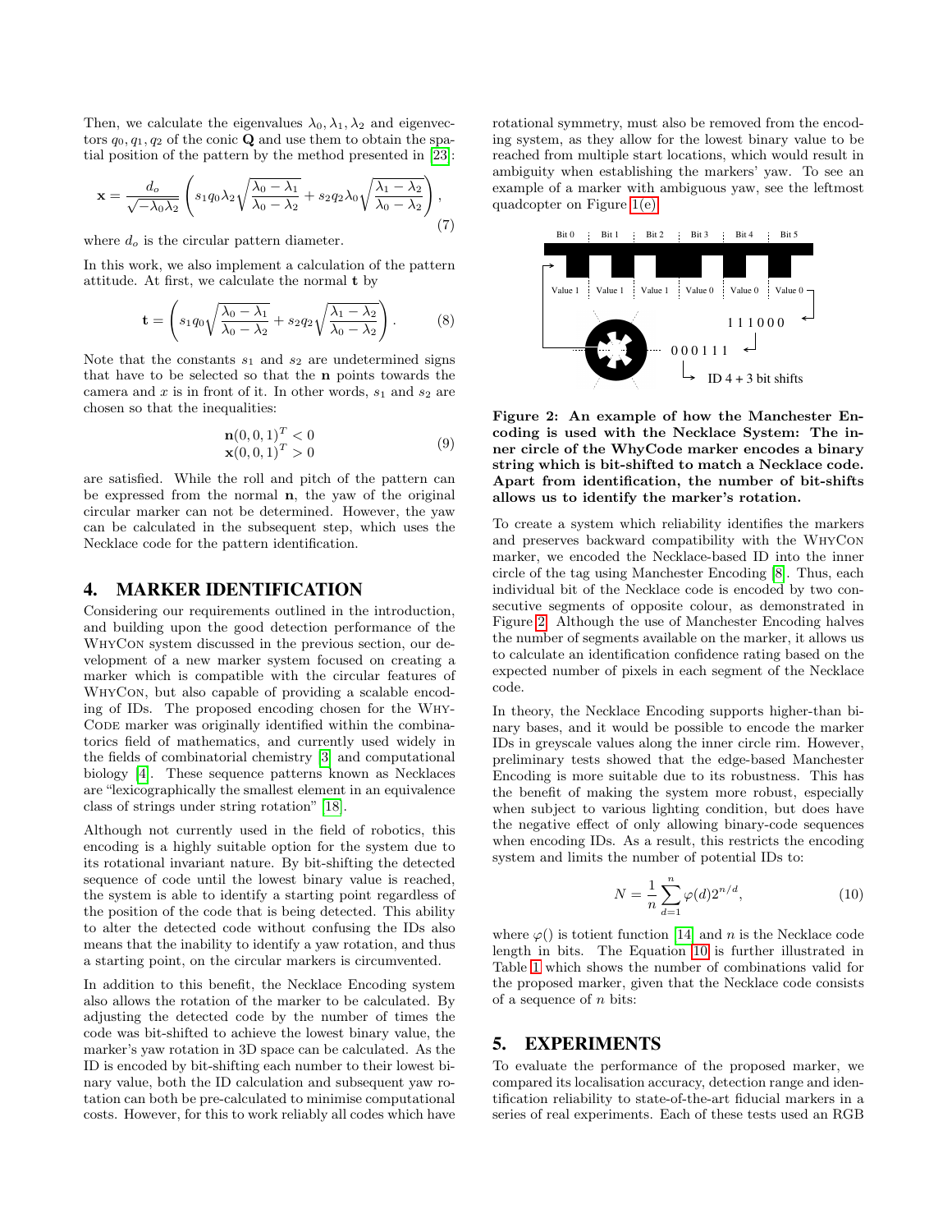Then, we calculate the eigenvalues $\lambda_0, \lambda_1, \lambda_2$ and eigenvectors $q_0, q_1, q_2$ of the conic $\mathbf{Q}$ and use them to obtain the spatial position of the pattern by the method presented in [23]:

$$\mathbf{x} = \frac{d_o}{\sqrt{-\lambda_0\lambda_2}} \left( s_1 q_0 \lambda_2 \sqrt{\frac{\lambda_0 - \lambda_1}{\lambda_0 - \lambda_2}} + s_2 q_2 \lambda_0 \sqrt{\frac{\lambda_1 - \lambda_2}{\lambda_0 - \lambda_2}} \right), \tag{7}$$

where $d_o$ is the circular pattern diameter.

In this work, we also implement a calculation of the pattern attitude. At first, we calculate the normal $\mathbf{t}$ by

$$\mathbf{t} = \left( s_1 q_0 \sqrt{\frac{\lambda_0 - \lambda_1}{\lambda_0 - \lambda_2}} + s_2 q_2 \sqrt{\frac{\lambda_1 - \lambda_2}{\lambda_0 - \lambda_2}} \right). \tag{8}$$

Note that the constants $s_1$ and $s_2$ are undetermined signs that have to be selected so that the $\mathbf{n}$ points towards the camera and $x$ is in front of it. In other words, $s_1$ and $s_2$ are chosen so that the inequalities:

$$\begin{array}{l} \mathbf{n}(0,0,1)^T < 0 \\ \mathbf{x}(0,0,1)^T > 0 \end{array} \tag{9}$$

are satisfied. While the roll and pitch of the pattern can be expressed from the normal $\mathbf{n}$, the yaw of the original circular marker can not be determined. However, the yaw can be calculated in the subsequent step, which uses the Necklace code for the pattern identification.

## 4. MARKER IDENTIFICATION

Considering our requirements outlined in the introduction, and building upon the good detection performance of the WhyCon system discussed in the previous section, our development of a new marker system focused on creating a marker which is compatible with the circular features of WhyCon, but also capable of providing a scalable encoding of IDs. The proposed encoding chosen for the WhyCode marker was originally identified within the combinatorics field of mathematics, and currently used widely in the fields of combinatorial chemistry [3] and computational biology [4]. These sequence patterns known as Necklaces are "lexicographically the smallest element in an equivalence class of strings under string rotation" [18].

Although not currently used in the field of robotics, this encoding is a highly suitable option for the system due to its rotational invariant nature. By bit-shifting the detected sequence of code until the lowest binary value is reached, the system is able to identify a starting point regardless of the position of the code that is being detected. This ability to alter the detected code without confusing the IDs also means that the inability to identify a yaw rotation, and thus a starting point, on the circular markers is circumvented.

In addition to this benefit, the Necklace Encoding system also allows the rotation of the marker to be calculated. By adjusting the detected code by the number of times the code was bit-shifted to achieve the lowest binary value, the marker's yaw rotation in 3D space can be calculated. As the ID is encoded by bit-shifting each number to their lowest binary value, both the ID calculation and subsequent yaw rotation can both be pre-calculated to minimise computational costs. However, for this to work reliably all codes which have rotational symmetry, must also be removed from the encoding system, as they allow for the lowest binary value to be reached from multiple start locations, which would result in ambiguity when establishing the markers' yaw. To see an example of a marker with ambiguous yaw, see the leftmost quadcopter on Figure 1(e).

**Figure 2: An example of how the Manchester Encoding is used with the Necklace System: The inner circle of the WhyCode marker encodes a binary string which is bit-shifted to match a Necklace code. Apart from identification, the number of bit-shifts allows us to identify the marker's rotation.**

To create a system which reliability identifies the markers and preserves backward compatibility with the WhyCon marker, we encoded the Necklace-based ID into the inner circle of the tag using Manchester Encoding [8]. Thus, each individual bit of the Necklace code is encoded by two consecutive segments of opposite colour, as demonstrated in Figure 2. Although the use of Manchester Encoding halves the number of segments available on the marker, it allows us to calculate an identification confidence rating based on the expected number of pixels in each segment of the Necklace code.

In theory, the Necklace Encoding supports higher-than binary bases, and it would be possible to encode the marker IDs in greyscale values along the inner circle rim. However, preliminary tests showed that the edge-based Manchester Encoding is more suitable due to its robustness. This has the benefit of making the system more robust, especially when subject to various lighting condition, but does have the negative effect of only allowing binary-code sequences when encoding IDs. As a result, this restricts the encoding system and limits the number of potential IDs to:

$$N = \frac{1}{n} \sum_{d=1}^{n} \varphi(d) 2^{n/d}, \tag{10}$$

where $\varphi()$ is totient function [14] and $n$ is the Necklace code length in bits. The Equation 10 is further illustrated in Table 1 which shows the number of combinations valid for the proposed marker, given that the Necklace code consists of a sequence of $n$ bits:

## 5. EXPERIMENTS

To evaluate the performance of the proposed marker, we compared its localisation accuracy, detection range and identification reliability to state-of-the-art fiducial markers in a series of real experiments. Each of these tests used an RGB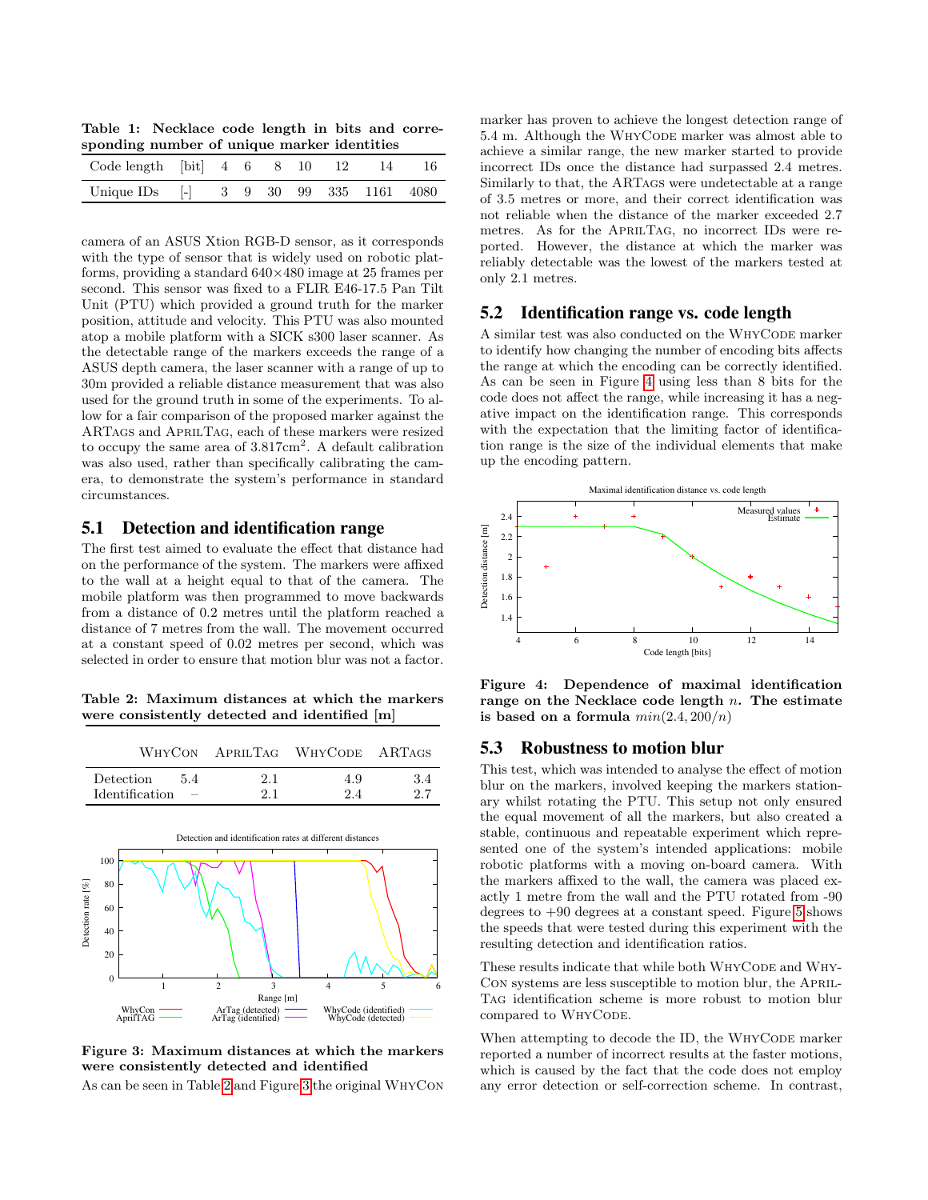**Table 1: Necklace code length in bits and corresponding number of unique marker identities**

| Code length | [bit] | 4 | 6 | 8 | 10 | 12 | 14 | 16 |
|---|---|---|---|---|---|---|---|---|
| Unique IDs | [-] | 3 | 9 | 30 | 99 | 335 | 1161 | 4080 |

camera of an ASUS Xtion RGB-D sensor, as it corresponds with the type of sensor that is widely used on robotic platforms, providing a standard 640×480 image at 25 frames per second. This sensor was fixed to a FLIR E46-17.5 Pan Tilt Unit (PTU) which provided a ground truth for the marker position, attitude and velocity. This PTU was also mounted atop a mobile platform with a SICK s300 laser scanner. As the detectable range of the markers exceeds the range of a ASUS depth camera, the laser scanner with a range of up to 30m provided a reliable distance measurement that was also used for the ground truth in some of the experiments. To allow for a fair comparison of the proposed marker against the ARTags and AprilTag, each of these markers were resized to occupy the same area of 3.817cm$^2$. A default calibration was also used, rather than specifically calibrating the camera, to demonstrate the system's performance in standard circumstances.

## 5.1 Detection and identification range

The first test aimed to evaluate the effect that distance had on the performance of the system. The markers were affixed to the wall at a height equal to that of the camera. The mobile platform was then programmed to move backwards from a distance of 0.2 metres until the platform reached a distance of 7 metres from the wall. The movement occurred at a constant speed of 0.02 metres per second, which was selected in order to ensure that motion blur was not a factor.

**Table 2: Maximum distances at which the markers were consistently detected and identified [m]**

| | WhyCon | AprilTag | WhyCode | ARTags |
|---|---|---|---|---|
| Detection | 5.4 | 2.1 | 4.9 | 3.4 |
| Identification | – | 2.1 | 2.4 | 2.7 |

**Figure 3: Maximum distances at which the markers were consistently detected and identified**

As can be seen in Table 2 and Figure 3 the original WhyCon marker has proven to achieve the longest detection range of 5.4 m. Although the WhyCode marker was almost able to achieve a similar range, the new marker started to provide incorrect IDs once the distance had surpassed 2.4 metres. Similarly to that, the ARTags were undetectable at a range of 3.5 metres or more, and their correct identification was not reliable when the distance of the marker exceeded 2.7 metres. As for the AprilTag, no incorrect IDs were reported. However, the distance at which the marker was reliably detectable was the lowest of the markers tested at only 2.1 metres.

## 5.2 Identification range vs. code length

A similar test was also conducted on the WhyCode marker to identify how changing the number of encoding bits affects the range at which the encoding can be correctly identified. As can be seen in Figure 4 using less than 8 bits for the code does not affect the range, while increasing it has a negative impact on the identification range. This corresponds with the expectation that the limiting factor of identification range is the size of the individual elements that make up the encoding pattern.

**Figure 4: Dependence of maximal identification range on the Necklace code length $n$. The estimate is based on a formula $min(2.4, 200/n)$**

## 5.3 Robustness to motion blur

This test, which was intended to analyse the effect of motion blur on the markers, involved keeping the markers stationary whilst rotating the PTU. This setup not only ensured the equal movement of all the markers, but also created a stable, continuous and repeatable experiment which represented one of the system's intended applications: mobile robotic platforms with a moving on-board camera. With the markers affixed to the wall, the camera was placed exactly 1 metre from the wall and the PTU rotated from -90 degrees to +90 degrees at a constant speed. Figure 5 shows the speeds that were tested during this experiment with the resulting detection and identification ratios.

These results indicate that while both WhyCode and WhyCon systems are less susceptible to motion blur, the AprilTag identification scheme is more robust to motion blur compared to WhyCode.

When attempting to decode the ID, the WhyCode marker reported a number of incorrect results at the faster motions, which is caused by the fact that the code does not employ any error detection or self-correction scheme. In contrast,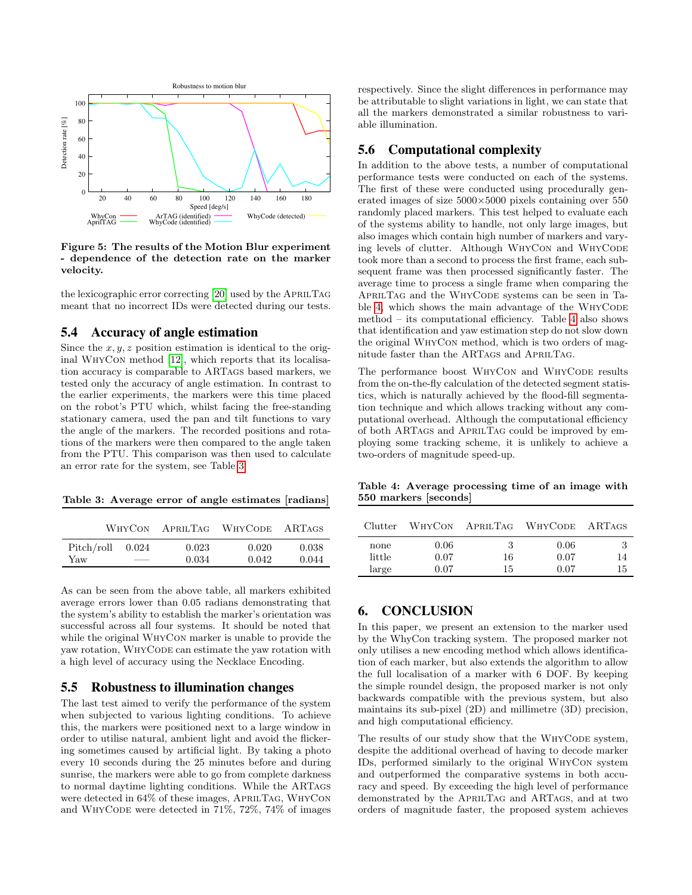Figure 5: The results of the Motion Blur experiment - dependence of the detection rate on the marker velocity.

the lexicographic error correcting [20] used by the AprilTag meant that no incorrect IDs were detected during our tests.

### 5.4 Accuracy of angle estimation

Since the $x, y, z$ position estimation is identical to the original WhyCon method [12], which reports that its localisation accuracy is comparable to ARTags based markers, we tested only the accuracy of angle estimation. In contrast to the earlier experiments, the markers were this time placed on the robot's PTU which, whilst facing the free-standing stationary camera, used the pan and tilt functions to vary the angle of the markers. The recorded positions and rotations of the markers were then compared to the angle taken from the PTU. This comparison was then used to calculate an error rate for the system, see Table 3.

**Table 3: Average error of angle estimates [radians]**

| | WhyCon | AprilTag | WhyCode | ARTags |
|---|---|---|---|---|
| Pitch/roll | 0.024 | 0.023 | 0.020 | 0.038 |
| Yaw | — | 0.034 | 0.042 | 0.044 |

As can be seen from the above table, all markers exhibited average errors lower than 0.05 radians demonstrating that the system's ability to establish the marker's orientation was successful across all four systems. It should be noted that while the original WhyCon marker is unable to provide the yaw rotation, WhyCode can estimate the yaw rotation with a high level of accuracy using the Necklace Encoding.

### 5.5 Robustness to illumination changes

The last test aimed to verify the performance of the system when subjected to various lighting conditions. To achieve this, the markers were positioned next to a large window in order to utilise natural, ambient light and avoid the flickering sometimes caused by artificial light. By taking a photo every 10 seconds during the 25 minutes before and during sunrise, the markers were able to go from complete darkness to normal daytime lighting conditions. While the ARTags were detected in 64% of these images, AprilTag, WhyCon and WhyCode were detected in 71%, 72%, 74% of images respectively. Since the slight differences in performance may be attributable to slight variations in light, we can state that all the markers demonstrated a similar robustness to variable illumination.

### 5.6 Computational complexity

In addition to the above tests, a number of computational performance tests were conducted on each of the systems. The first of these were conducted using procedurally generated images of size 5000×5000 pixels containing over 550 randomly placed markers. This test helped to evaluate each of the systems ability to handle, not only large images, but also images which contain high number of markers and varying levels of clutter. Although WhyCon and WhyCode took more than a second to process the first frame, each subsequent frame was then processed significantly faster. The average time to process a single frame when comparing the AprilTag and the WhyCode systems can be seen in Table 4, which shows the main advantage of the WhyCode method – its computational efficiency. Table 4 also shows that identification and yaw estimation step do not slow down the original WhyCon method, which is two orders of magnitude faster than the ARTags and AprilTag.

The performance boost WhyCon and WhyCode results from the on-the-fly calculation of the detected segment statistics, which is naturally achieved by the flood-fill segmentation technique and which allows tracking without any computational overhead. Although the computational efficiency of both ARTags and AprilTag could be improved by employing some tracking scheme, it is unlikely to achieve a two-orders of magnitude speed-up.

**Table 4: Average processing time of an image with 550 markers [seconds]**

| Clutter | WhyCon | AprilTag | WhyCode | ARTags |
|---|---|---|---|---|
| none | 0.06 | 3 | 0.06 | 3 |
| little | 0.07 | 16 | 0.07 | 14 |
| large | 0.07 | 15 | 0.07 | 15 |

## 6. CONCLUSION

In this paper, we present an extension to the marker used by the WhyCon tracking system. The proposed marker not only utilises a new encoding method which allows identification of each marker, but also extends the algorithm to allow the full localisation of a marker with 6 DOF. By keeping the simple roundel design, the proposed marker is not only backwards compatible with the previous system, but also maintains its sub-pixel (2D) and millimetre (3D) precision, and high computational efficiency.

The results of our study show that the WhyCode system, despite the additional overhead of having to decode marker IDs, performed similarly to the original WhyCon system and outperformed the comparative systems in both accuracy and speed. By exceeding the high level of performance demonstrated by the AprilTag and ARTags, and at two orders of magnitude faster, the proposed system achieves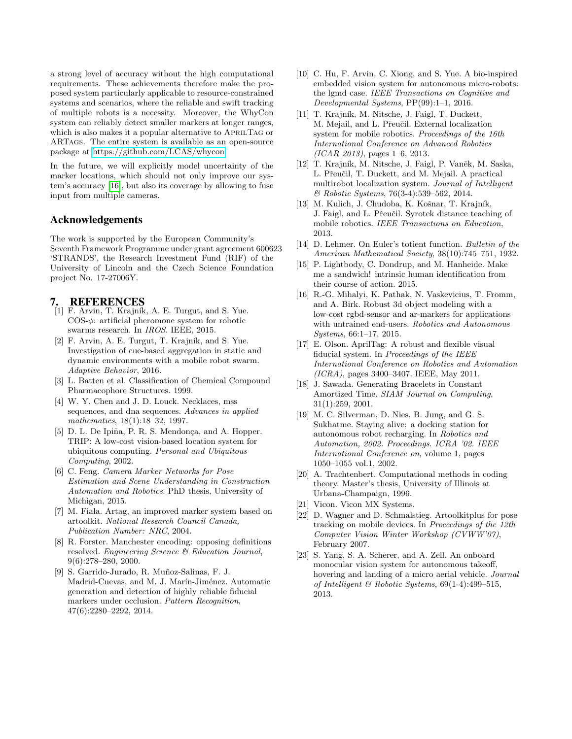a strong level of accuracy without the high computational requirements. These achievements therefore make the proposed system particularly applicable to resource-constrained systems and scenarios, where the reliable and swift tracking of multiple robots is a necessity. Moreover, the WhyCon system can reliably detect smaller markers at longer ranges, which is also makes it a popular alternative to AprilTag or ARTags. The entire system is available as an open-source package at https://github.com/LCAS/whycon.

In the future, we will explicitly model uncertainty of the marker locations, which should not only improve our system's accuracy [16], but also its coverage by allowing to fuse input from multiple cameras.

## Acknowledgements

The work is supported by the European Community's Seventh Framework Programme under grant agreement 600623 'STRANDS', the Research Investment Fund (RIF) of the University of Lincoln and the Czech Science Foundation project No. 17-27006Y.

## 7. REFERENCES

[1] F. Arvin, T. Krajník, A. E. Turgut, and S. Yue. COS-$\phi$: artificial pheromone system for robotic swarms research. In *IROS*. IEEE, 2015.

[2] F. Arvin, A. E. Turgut, T. Krajník, and S. Yue. Investigation of cue-based aggregation in static and dynamic environments with a mobile robot swarm. *Adaptive Behavior*, 2016.

[3] L. Batten et al. Classification of Chemical Compound Pharmacophore Structures. 1999.

[4] W. Y. Chen and J. D. Louck. Necklaces, mss sequences, and dna sequences. *Advances in applied mathematics*, 18(1):18–32, 1997.

[5] D. L. De Ipiña, P. R. S. Mendonça, and A. Hopper. TRIP: A low-cost vision-based location system for ubiquitous computing. *Personal and Ubiquitous Computing*, 2002.

[6] C. Feng. *Camera Marker Networks for Pose Estimation and Scene Understanding in Construction Automation and Robotics*. PhD thesis, University of Michigan, 2015.

[7] M. Fiala. Artag, an improved marker system based on artoolkit. *National Research Council Canada, Publication Number: NRC*, 2004.

[8] R. Forster. Manchester encoding: opposing definitions resolved. *Engineering Science & Education Journal*, 9(6):278–280, 2000.

[9] S. Garrido-Jurado, R. Muñoz-Salinas, F. J. Madrid-Cuevas, and M. J. Marín-Jiménez. Automatic generation and detection of highly reliable fiducial markers under occlusion. *Pattern Recognition*, 47(6):2280–2292, 2014.

[10] C. Hu, F. Arvin, C. Xiong, and S. Yue. A bio-inspired embedded vision system for autonomous micro-robots: the lgmd case. *IEEE Transactions on Cognitive and Developmental Systems*, PP(99):1–1, 2016.

[11] T. Krajník, M. Nitsche, J. Faigl, T. Duckett, M. Mejail, and L. Přeučil. External localization system for mobile robotics. *Proceedings of the 16th International Conference on Advanced Robotics (ICAR 2013)*, pages 1–6, 2013.

[12] T. Krajník, M. Nitsche, J. Faigl, P. Vaněk, M. Saska, L. Přeučil, T. Duckett, and M. Mejail. A practical multirobot localization system. *Journal of Intelligent & Robotic Systems*, 76(3-4):539–562, 2014.

[13] M. Kulich, J. Chudoba, K. Košnar, T. Krajník, J. Faigl, and L. Přeučil. Syrotek distance teaching of mobile robotics. *IEEE Transactions on Education*, 2013.

[14] D. Lehmer. On Euler's totient function. *Bulletin of the American Mathematical Society*, 38(10):745–751, 1932.

[15] P. Lightbody, C. Dondrup, and M. Hanheide. Make me a sandwich! intrinsic human identification from their course of action. 2015.

[16] R.-G. Mihalyi, K. Pathak, N. Vaskevicius, T. Fromm, and A. Birk. Robust 3d object modeling with a low-cost rgbd-sensor and ar-markers for applications with untrained end-users. *Robotics and Autonomous Systems*, 66:1–17, 2015.

[17] E. Olson. AprilTag: A robust and flexible visual fiducial system. In *Proceedings of the IEEE International Conference on Robotics and Automation (ICRA)*, pages 3400–3407. IEEE, May 2011.

[18] J. Sawada. Generating Bracelets in Constant Amortized Time. *SIAM Journal on Computing*, 31(1):259, 2001.

[19] M. C. Silverman, D. Nies, B. Jung, and G. S. Sukhatme. Staying alive: a docking station for autonomous robot recharging. In *Robotics and Automation, 2002. Proceedings. ICRA '02. IEEE International Conference on*, volume 1, pages 1050–1055 vol.1, 2002.

[20] A. Trachtenbert. Computational methods in coding theory. Master's thesis, University of Illinois at Urbana-Champaign, 1996.

[21] Vicon. Vicon MX Systems.

[22] D. Wagner and D. Schmalstieg. Artoolkitplus for pose tracking on mobile devices. In *Proceedings of the 12th Computer Vision Winter Workshop (CVWW'07)*, February 2007.

[23] S. Yang, S. A. Scherer, and A. Zell. An onboard monocular vision system for autonomous takeoff, hovering and landing of a micro aerial vehicle. *Journal of Intelligent & Robotic Systems*, 69(1-4):499–515, 2013.